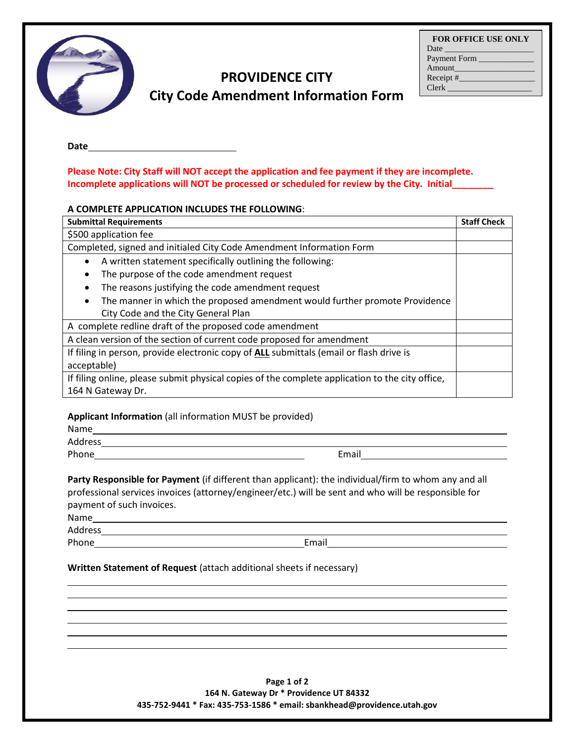# PROVIDENCE CITY

## City Code Amendment Information Form

| FOR OFFICE USE ONLY |
|---|
| Date ____________________ |
| Payment Form _____________ |
| Amount___________________ |
| Receipt #_________________ |
| Clerk ____________________ |

**Date**______________________________

**Please Note: City Staff will NOT accept the application and fee payment if they are incomplete. Incomplete applications will NOT be processed or scheduled for review by the City. Initial________**

**A COMPLETE APPLICATION INCLUDES THE FOLLOWING**:

| **Submittal Requirements** | **Staff Check** |
|---|---|
| $500 application fee | |
| Completed, signed and initialed City Code Amendment Information Form | |
| • A written statement specifically outlining the following:<br>• The purpose of the code amendment request<br>• The reasons justifying the code amendment request<br>• The manner in which the proposed amendment would further promote Providence City Code and the City General Plan | |
| A complete redline draft of the proposed code amendment | |
| A clean version of the section of current code proposed for amendment | |
| If filing in person, provide electronic copy of **ALL** submittals (email or flash drive is acceptable) | |
| If filing online, please submit physical copies of the complete application to the city office, 164 N Gateway Dr. | |

**Applicant Information** (all information MUST be provided)

Name______________________________________________________________________

Address____________________________________________________________________

Phone_________________________________ Email_____________________________

**Party Responsible for Payment** (if different than applicant): the individual/firm to whom any and all professional services invoices (attorney/engineer/etc.) will be sent and who will be responsible for payment of such invoices.

Name______________________________________________________________________

Address____________________________________________________________________

Phone_________________________________ Email_____________________________

**Written Statement of Request** (attach additional sheets if necessary)

__________________________________________________________________________

__________________________________________________________________________

__________________________________________________________________________

__________________________________________________________________________

__________________________________________________________________________

__________________________________________________________________________

**164 N. Gateway Dr * Providence UT 84332**
**435-752-9441 * Fax: 435-753-1586 * email: sbankhead@providence.utah.gov**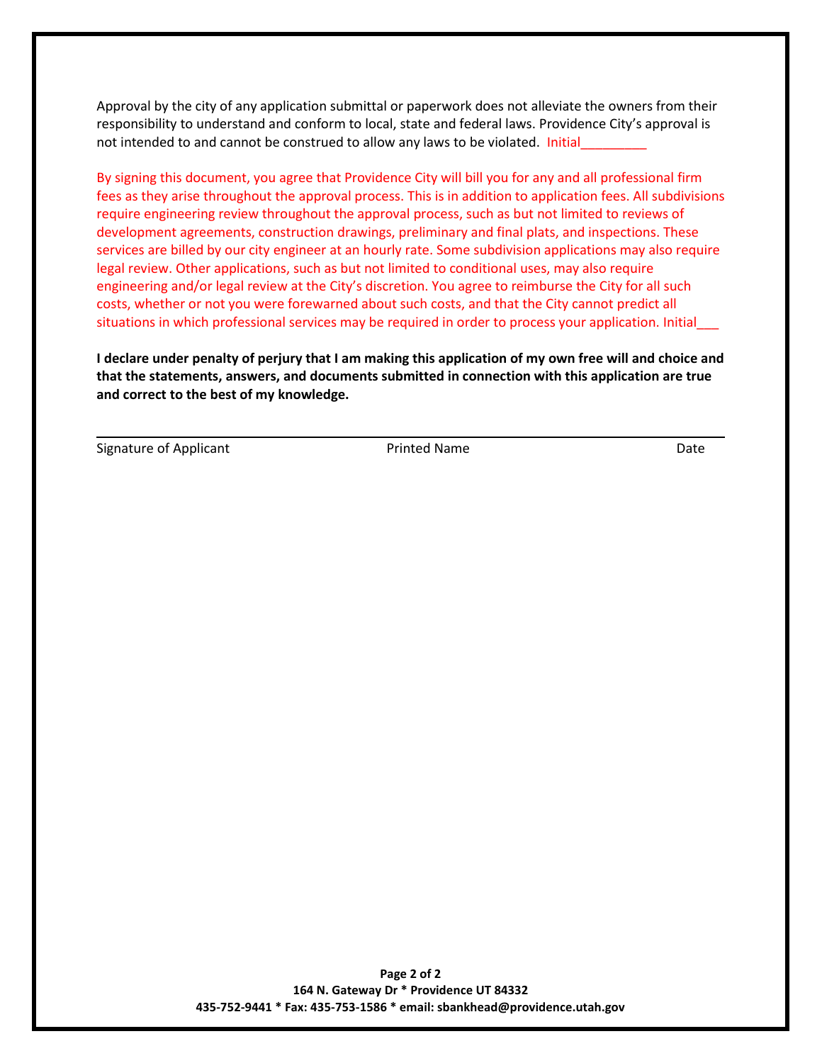Approval by the city of any application submittal or paperwork does not alleviate the owners from their responsibility to understand and conform to local, state and federal laws. Providence City's approval is not intended to and cannot be construed to allow any laws to be violated. Initial_________

By signing this document, you agree that Providence City will bill you for any and all professional firm fees as they arise throughout the approval process. This is in addition to application fees. All subdivisions require engineering review throughout the approval process, such as but not limited to reviews of development agreements, construction drawings, preliminary and final plats, and inspections. These services are billed by our city engineer at an hourly rate. Some subdivision applications may also require legal review. Other applications, such as but not limited to conditional uses, may also require engineering and/or legal review at the City's discretion. You agree to reimburse the City for all such costs, whether or not you were forewarned about such costs, and that the City cannot predict all situations in which professional services may be required in order to process your application. Initial___

**I declare under penalty of perjury that I am making this application of my own free will and choice and that the statements, answers, and documents submitted in connection with this application are true and correct to the best of my knowledge.**

___________________________________________________________________________

Signature of Applicant          Printed Name          Date

**164 N. Gateway Dr * Providence UT 84332**
**435-752-9441 * Fax: 435-753-1586 * email: sbankhead@providence.utah.gov**